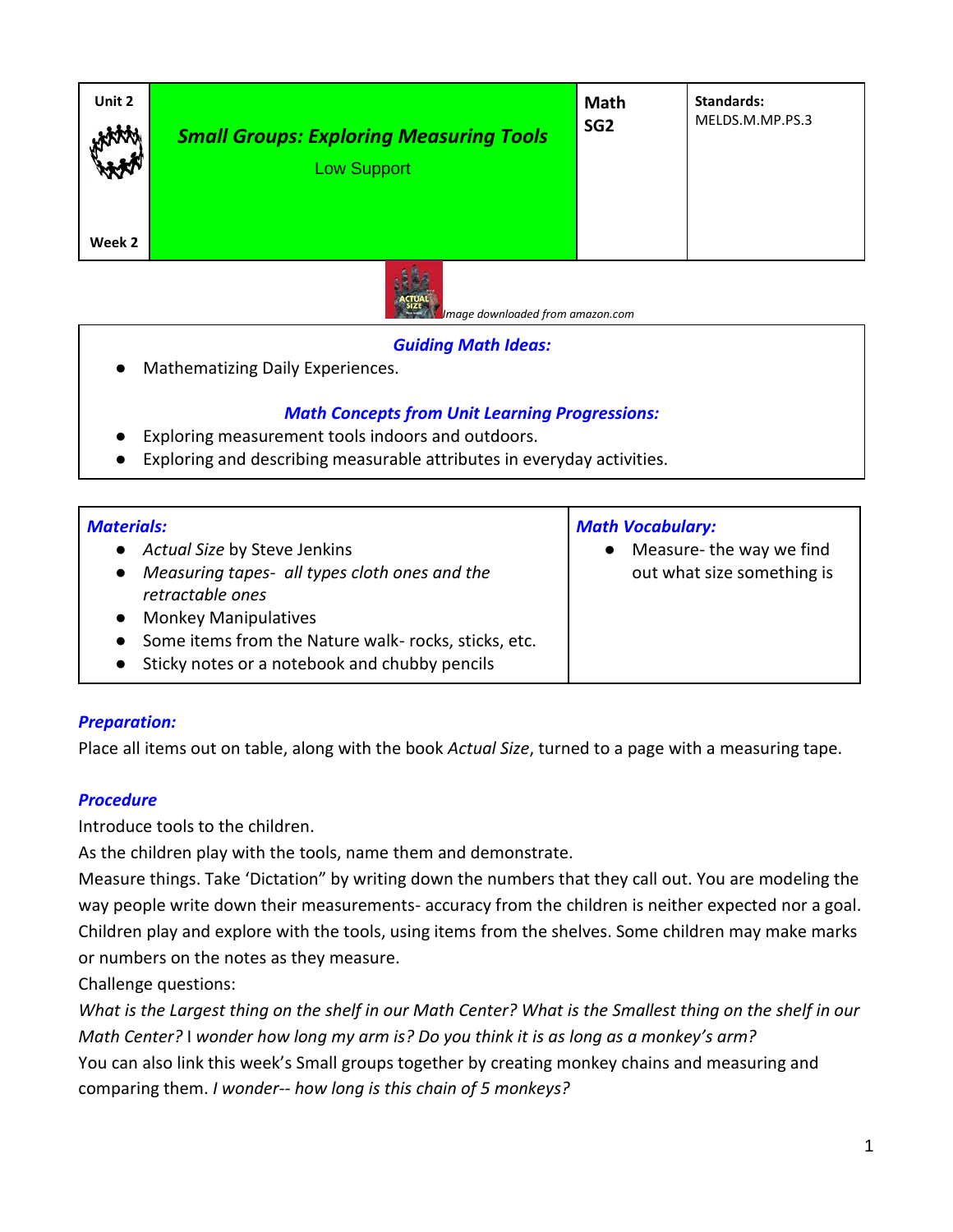| Unit 2<br><br>Week 2 | ***Small Groups: Exploring Measuring Tools***<br>Low Support | **Math SG2** | **Standards:**<br>MELDS.M.MP.PS.3 |
|---|---|---|---|

*Image downloaded from amazon.com*

### *Guiding Math Ideas:*

- Mathematizing Daily Experiences.

### *Math Concepts from Unit Learning Progressions:*

- Exploring measurement tools indoors and outdoors.
- Exploring and describing measurable attributes in everyday activities.

| ***Materials:*** | ***Math Vocabulary:*** |
|---|---|
| • *Actual Size* by Steve Jenkins<br>• *Measuring tapes- all types cloth ones and the retractable ones*<br>• Monkey Manipulatives<br>• Some items from the Nature walk- rocks, sticks, etc.<br>• Sticky notes or a notebook and chubby pencils | • Measure- the way we find out what size something is |

### *Preparation:*

Place all items out on table, along with the book *Actual Size*, turned to a page with a measuring tape.

### *Procedure*

Introduce tools to the children.

As the children play with the tools, name them and demonstrate.

Measure things. Take 'Dictation" by writing down the numbers that they call out. You are modeling the way people write down their measurements- accuracy from the children is neither expected nor a goal. Children play and explore with the tools, using items from the shelves. Some children may make marks or numbers on the notes as they measure.

Challenge questions:

*What is the Largest thing on the shelf in our Math Center? What is the Smallest thing on the shelf in our Math Center?* I *wonder how long my arm is? Do you think it is as long as a monkey's arm?*

You can also link this week's Small groups together by creating monkey chains and measuring and comparing them. *I wonder-- how long is this chain of 5 monkeys?*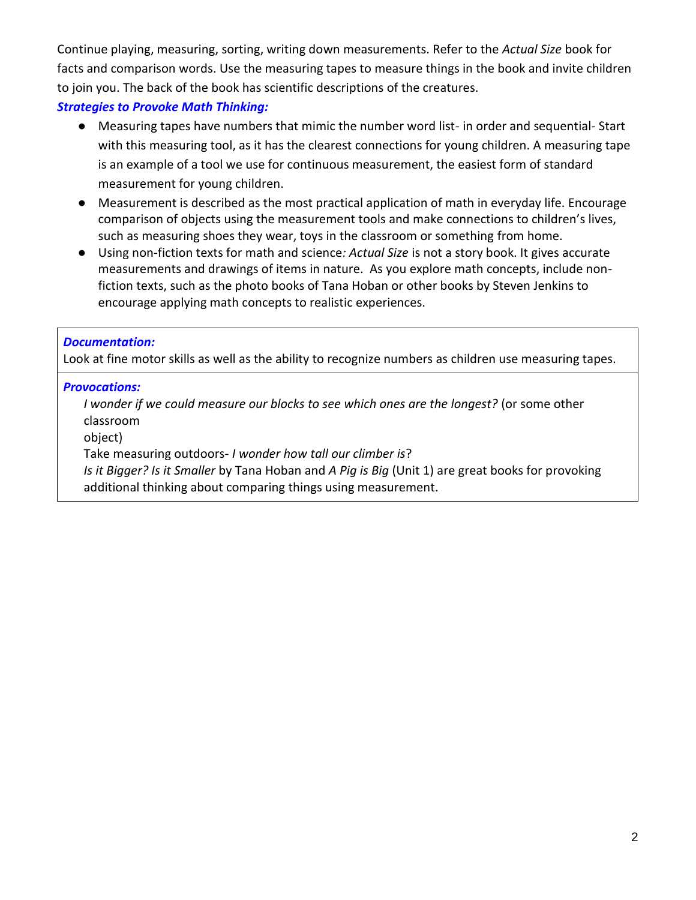Continue playing, measuring, sorting, writing down measurements. Refer to the *Actual Size* book for facts and comparison words. Use the measuring tapes to measure things in the book and invite children to join you. The back of the book has scientific descriptions of the creatures.

***Strategies to Provoke Math Thinking:***

- Measuring tapes have numbers that mimic the number word list- in order and sequential- Start with this measuring tool, as it has the clearest connections for young children. A measuring tape is an example of a tool we use for continuous measurement, the easiest form of standard measurement for young children.
- Measurement is described as the most practical application of math in everyday life. Encourage comparison of objects using the measurement tools and make connections to children's lives, such as measuring shoes they wear, toys in the classroom or something from home.
- Using non-fiction texts for math and science*: Actual Size* is not a story book. It gives accurate measurements and drawings of items in nature. As you explore math concepts, include non-fiction texts, such as the photo books of Tana Hoban or other books by Steven Jenkins to encourage applying math concepts to realistic experiences.

***Documentation:***

Look at fine motor skills as well as the ability to recognize numbers as children use measuring tapes.

***Provocations:***

*I wonder if we could measure our blocks to see which ones are the longest?* (or some other classroom object)

Take measuring outdoors- *I wonder how tall our climber is*?

*Is it Bigger? Is it Smaller* by Tana Hoban and *A Pig is Big* (Unit 1) are great books for provoking additional thinking about comparing things using measurement.